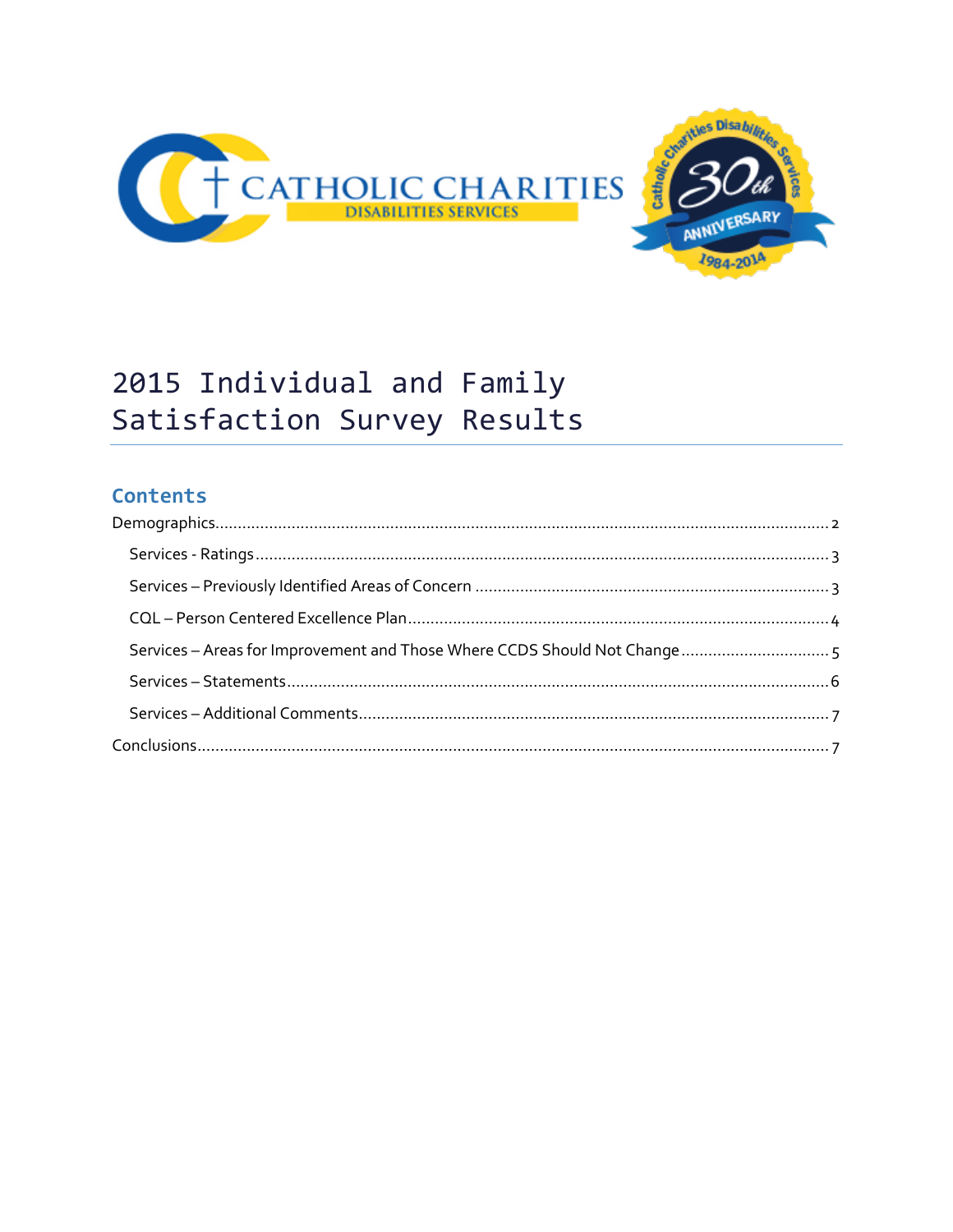# 2015 Individual and Family Satisfaction Survey Results

## Contents

Demographics........................................................................................................................... 2

- Services - Ratings ................................................................................................................ 3
- Services – Previously Identified Areas of Concern .................................................................. 3
- CQL – Person Centered Excellence Plan.................................................................................. 4
- Services – Areas for Improvement and Those Where CCDS Should Not Change ...................... 5
- Services – Statements............................................................................................................ 6
- Services – Additional Comments............................................................................................ 7

Conclusions............................................................................................................................... 7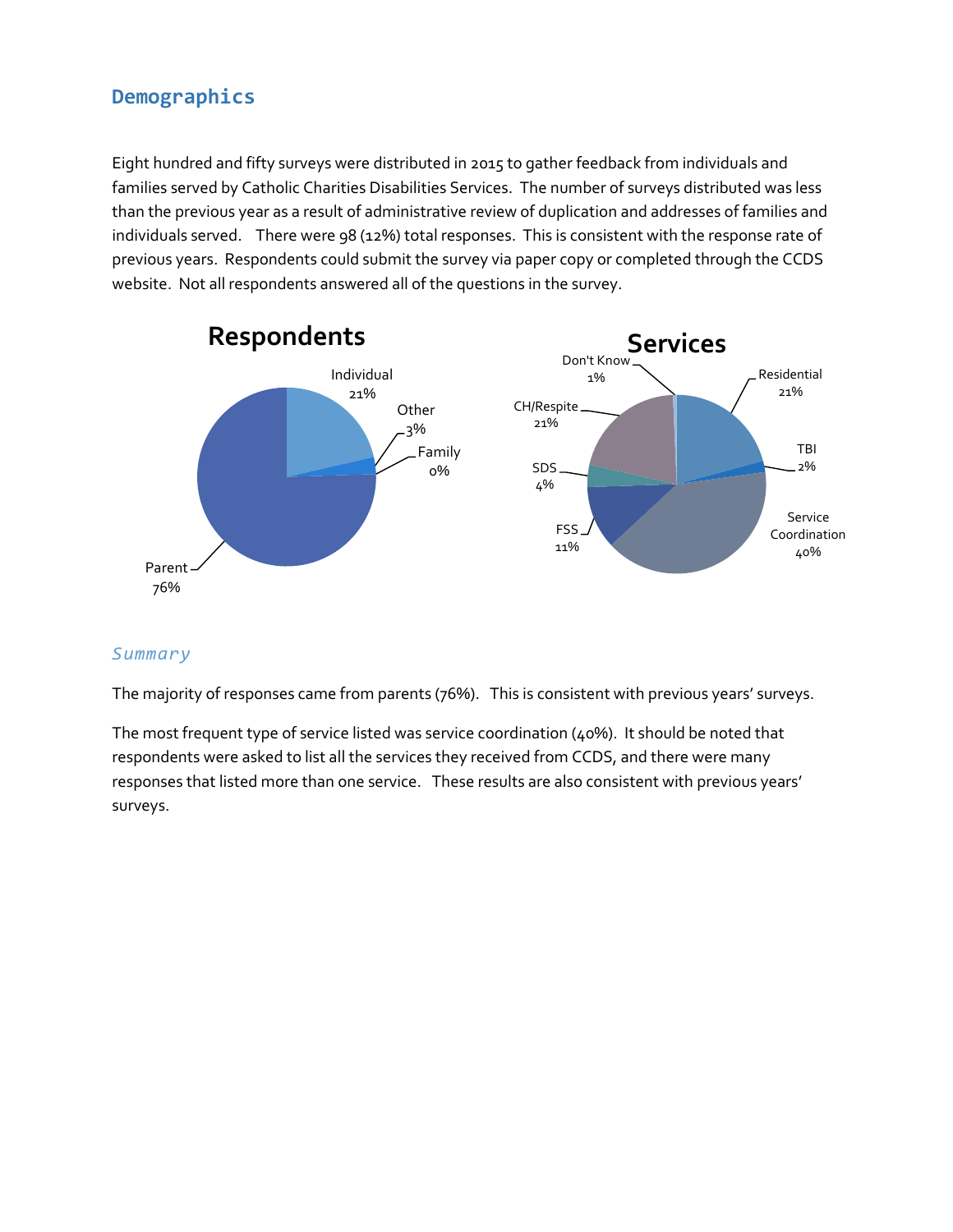## Demographics

Eight hundred and fifty surveys were distributed in 2015 to gather feedback from individuals and families served by Catholic Charities Disabilities Services. The number of surveys distributed was less than the previous year as a result of administrative review of duplication and addresses of families and individuals served. There were 98 (12%) total responses. This is consistent with the response rate of previous years. Respondents could submit the survey via paper copy or completed through the CCDS website. Not all respondents answered all of the questions in the survey.

**Respondents**

| Respondent | Percent |
|---|---|
| Parent | 76% |
| Individual | 21% |
| Other | 3% |
| Family | 0% |

**Services**

| Service | Percent |
|---|---|
| Service Coordination | 40% |
| Residential | 21% |
| CH/Respite | 21% |
| FSS | 11% |
| SDS | 4% |
| TBI | 2% |
| Don't Know | 1% |

### *Summary*

The majority of responses came from parents (76%). This is consistent with previous years' surveys.

The most frequent type of service listed was service coordination (40%). It should be noted that respondents were asked to list all the services they received from CCDS, and there were many responses that listed more than one service. These results are also consistent with previous years' surveys.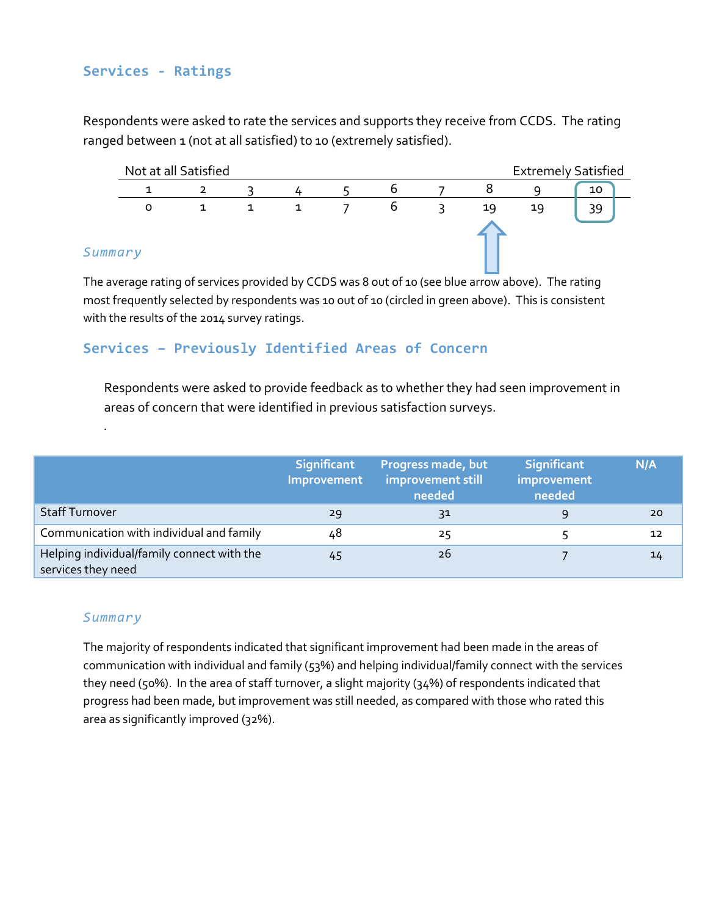## Services - Ratings

Respondents were asked to rate the services and supports they receive from CCDS. The rating ranged between 1 (not at all satisfied) to 10 (extremely satisfied).

| Not at all Satisfied | | | | | | | | | Extremely Satisfied |
|---|---|---|---|---|---|---|---|---|---|
| 1 | 2 | 3 | 4 | 5 | 6 | 7 | 8 | 9 | 10 |
| 0 | 1 | 1 | 1 | 7 | 6 | 3 | 19 | 19 | 39 |

### *Summary*

The average rating of services provided by CCDS was 8 out of 10 (see blue arrow above). The rating most frequently selected by respondents was 10 out of 10 (circled in green above). This is consistent with the results of the 2014 survey ratings.

## Services – Previously Identified Areas of Concern

Respondents were asked to provide feedback as to whether they had seen improvement in areas of concern that were identified in previous satisfaction surveys.

.

| | Significant Improvement | Progress made, but improvement still needed | Significant improvement needed | N/A |
|---|---|---|---|---|
| Staff Turnover | 29 | 31 | 9 | 20 |
| Communication with individual and family | 48 | 25 | 5 | 12 |
| Helping individual/family connect with the services they need | 45 | 26 | 7 | 14 |

### *Summary*

The majority of respondents indicated that significant improvement had been made in the areas of communication with individual and family (53%) and helping individual/family connect with the services they need (50%). In the area of staff turnover, a slight majority (34%) of respondents indicated that progress had been made, but improvement was still needed, as compared with those who rated this area as significantly improved (32%).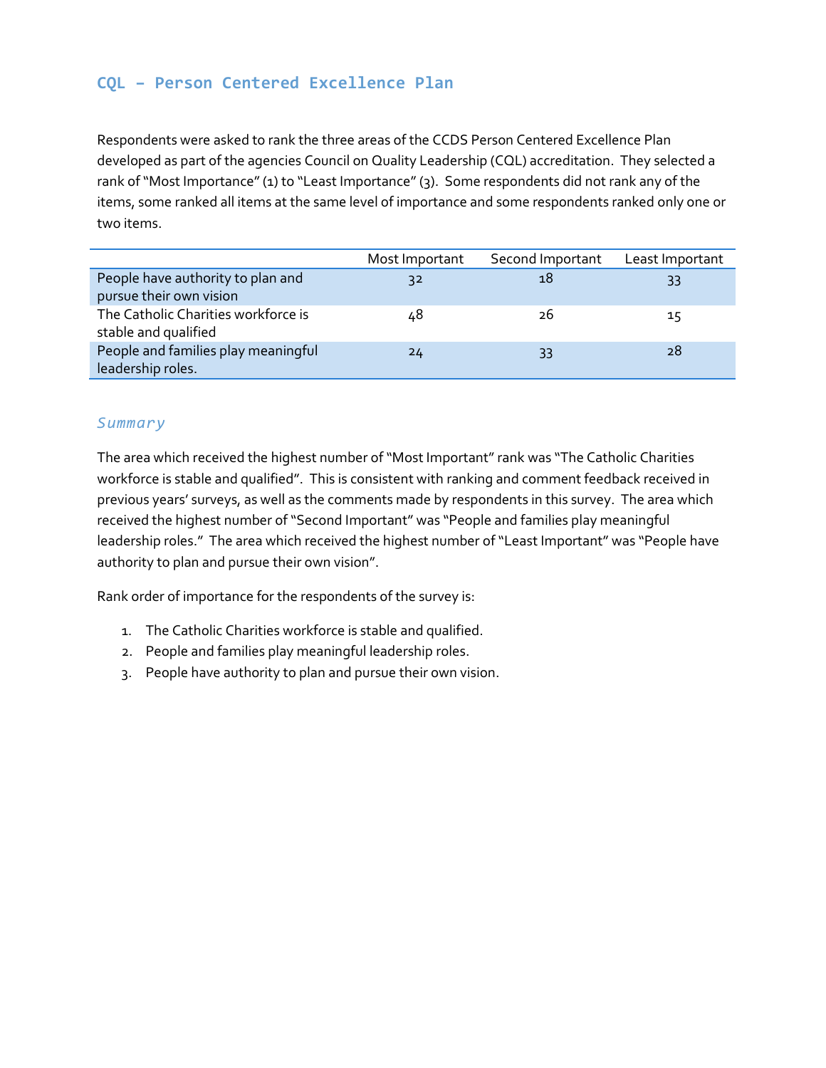## CQL – Person Centered Excellence Plan

Respondents were asked to rank the three areas of the CCDS Person Centered Excellence Plan developed as part of the agencies Council on Quality Leadership (CQL) accreditation. They selected a rank of "Most Importance" (1) to "Least Importance" (3). Some respondents did not rank any of the items, some ranked all items at the same level of importance and some respondents ranked only one or two items.

| | Most Important | Second Important | Least Important |
|---|---|---|---|
| People have authority to plan and pursue their own vision | 32 | 18 | 33 |
| The Catholic Charities workforce is stable and qualified | 48 | 26 | 15 |
| People and families play meaningful leadership roles. | 24 | 33 | 28 |

### *Summary*

The area which received the highest number of "Most Important" rank was "The Catholic Charities workforce is stable and qualified". This is consistent with ranking and comment feedback received in previous years' surveys, as well as the comments made by respondents in this survey. The area which received the highest number of "Second Important" was "People and families play meaningful leadership roles." The area which received the highest number of "Least Important" was "People have authority to plan and pursue their own vision".

Rank order of importance for the respondents of the survey is:

1. The Catholic Charities workforce is stable and qualified.
2. People and families play meaningful leadership roles.
3. People have authority to plan and pursue their own vision.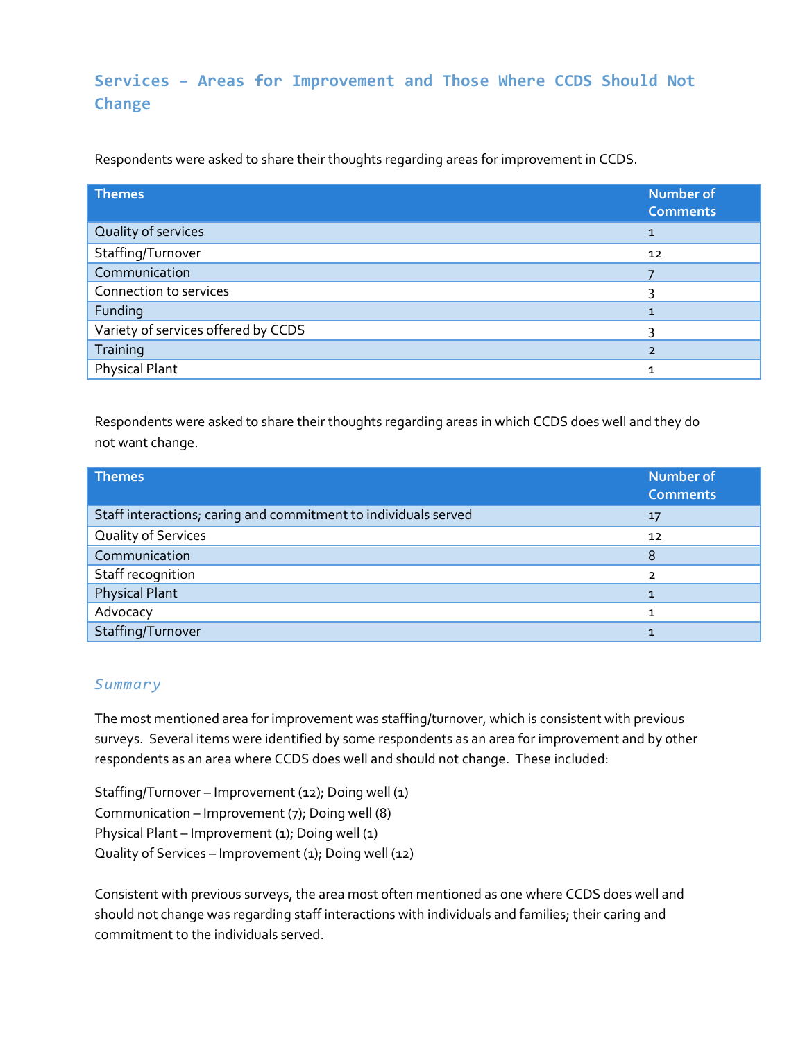## Services – Areas for Improvement and Those Where CCDS Should Not Change

Respondents were asked to share their thoughts regarding areas for improvement in CCDS.

| Themes | Number of Comments |
|---|---|
| Quality of services | 1 |
| Staffing/Turnover | 12 |
| Communication | 7 |
| Connection to services | 3 |
| Funding | 1 |
| Variety of services offered by CCDS | 3 |
| Training | 2 |
| Physical Plant | 1 |

Respondents were asked to share their thoughts regarding areas in which CCDS does well and they do not want change.

| Themes | Number of Comments |
|---|---|
| Staff interactions; caring and commitment to individuals served | 17 |
| Quality of Services | 12 |
| Communication | 8 |
| Staff recognition | 2 |
| Physical Plant | 1 |
| Advocacy | 1 |
| Staffing/Turnover | 1 |

### *Summary*

The most mentioned area for improvement was staffing/turnover, which is consistent with previous surveys. Several items were identified by some respondents as an area for improvement and by other respondents as an area where CCDS does well and should not change. These included:

Staffing/Turnover – Improvement (12); Doing well (1)
Communication – Improvement (7); Doing well (8)
Physical Plant – Improvement (1); Doing well (1)
Quality of Services – Improvement (1); Doing well (12)

Consistent with previous surveys, the area most often mentioned as one where CCDS does well and should not change was regarding staff interactions with individuals and families; their caring and commitment to the individuals served.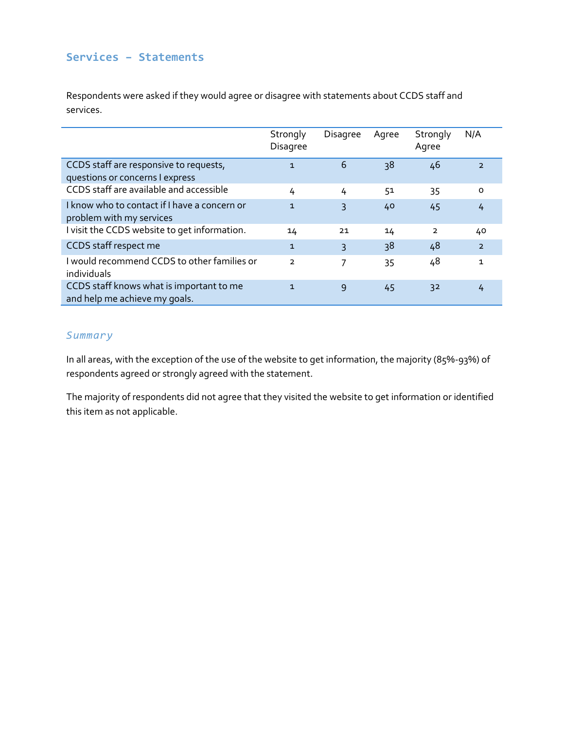## Services – Statements

Respondents were asked if they would agree or disagree with statements about CCDS staff and services.

| | Strongly Disagree | Disagree | Agree | Strongly Agree | N/A |
|---|---|---|---|---|---|
| CCDS staff are responsive to requests, questions or concerns I express | 1 | 6 | 38 | 46 | 2 |
| CCDS staff are available and accessible | 4 | 4 | 51 | 35 | 0 |
| I know who to contact if I have a concern or problem with my services | 1 | 3 | 40 | 45 | 4 |
| I visit the CCDS website to get information. | 14 | 21 | 14 | 2 | 40 |
| CCDS staff respect me | 1 | 3 | 38 | 48 | 2 |
| I would recommend CCDS to other families or individuals | 2 | 7 | 35 | 48 | 1 |
| CCDS staff knows what is important to me and help me achieve my goals. | 1 | 9 | 45 | 32 | 4 |

### *Summary*

In all areas, with the exception of the use of the website to get information, the majority (85%-93%) of respondents agreed or strongly agreed with the statement.

The majority of respondents did not agree that they visited the website to get information or identified this item as not applicable.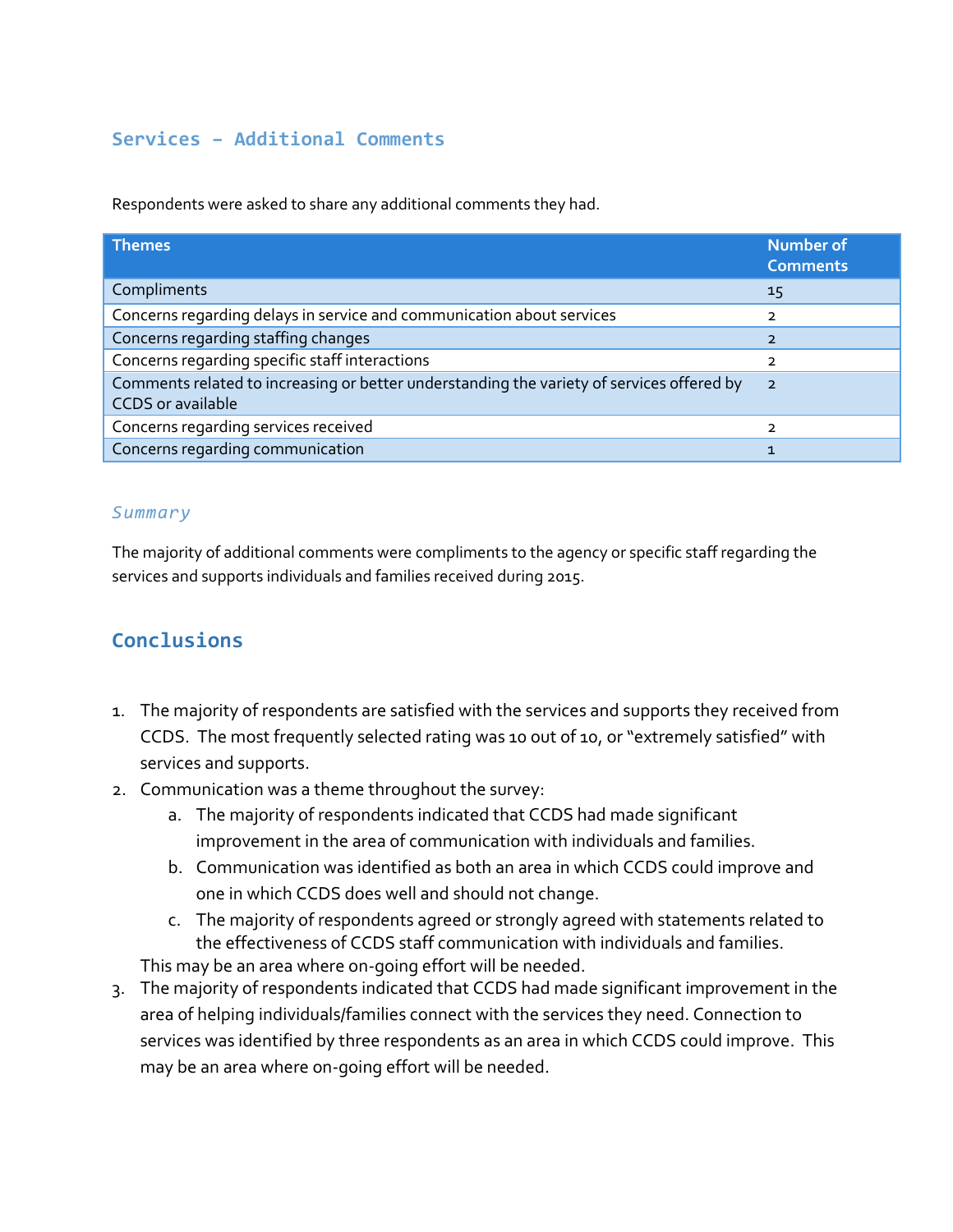## Services – Additional Comments

Respondents were asked to share any additional comments they had.

| Themes | Number of Comments |
|---|---|
| Compliments | 15 |
| Concerns regarding delays in service and communication about services | 2 |
| Concerns regarding staffing changes | 2 |
| Concerns regarding specific staff interactions | 2 |
| Comments related to increasing or better understanding the variety of services offered by CCDS or available | 2 |
| Concerns regarding services received | 2 |
| Concerns regarding communication | 1 |

### *Summary*

The majority of additional comments were compliments to the agency or specific staff regarding the services and supports individuals and families received during 2015.

## Conclusions

1. The majority of respondents are satisfied with the services and supports they received from CCDS. The most frequently selected rating was 10 out of 10, or "extremely satisfied" with services and supports.
2. Communication was a theme throughout the survey:
    a. The majority of respondents indicated that CCDS had made significant improvement in the area of communication with individuals and families.
    b. Communication was identified as both an area in which CCDS could improve and one in which CCDS does well and should not change.
    c. The majority of respondents agreed or strongly agreed with statements related to the effectiveness of CCDS staff communication with individuals and families.

   This may be an area where on-going effort will be needed.
3. The majority of respondents indicated that CCDS had made significant improvement in the area of helping individuals/families connect with the services they need. Connection to services was identified by three respondents as an area in which CCDS could improve. This may be an area where on-going effort will be needed.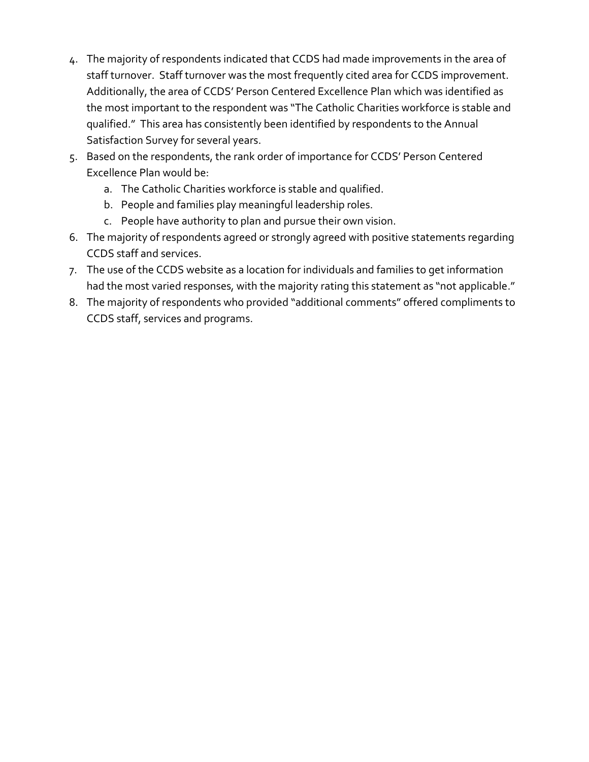4. The majority of respondents indicated that CCDS had made improvements in the area of staff turnover. Staff turnover was the most frequently cited area for CCDS improvement. Additionally, the area of CCDS' Person Centered Excellence Plan which was identified as the most important to the respondent was "The Catholic Charities workforce is stable and qualified." This area has consistently been identified by respondents to the Annual Satisfaction Survey for several years.
5. Based on the respondents, the rank order of importance for CCDS' Person Centered Excellence Plan would be:
   a. The Catholic Charities workforce is stable and qualified.
   b. People and families play meaningful leadership roles.
   c. People have authority to plan and pursue their own vision.
6. The majority of respondents agreed or strongly agreed with positive statements regarding CCDS staff and services.
7. The use of the CCDS website as a location for individuals and families to get information had the most varied responses, with the majority rating this statement as "not applicable."
8. The majority of respondents who provided "additional comments" offered compliments to CCDS staff, services and programs.